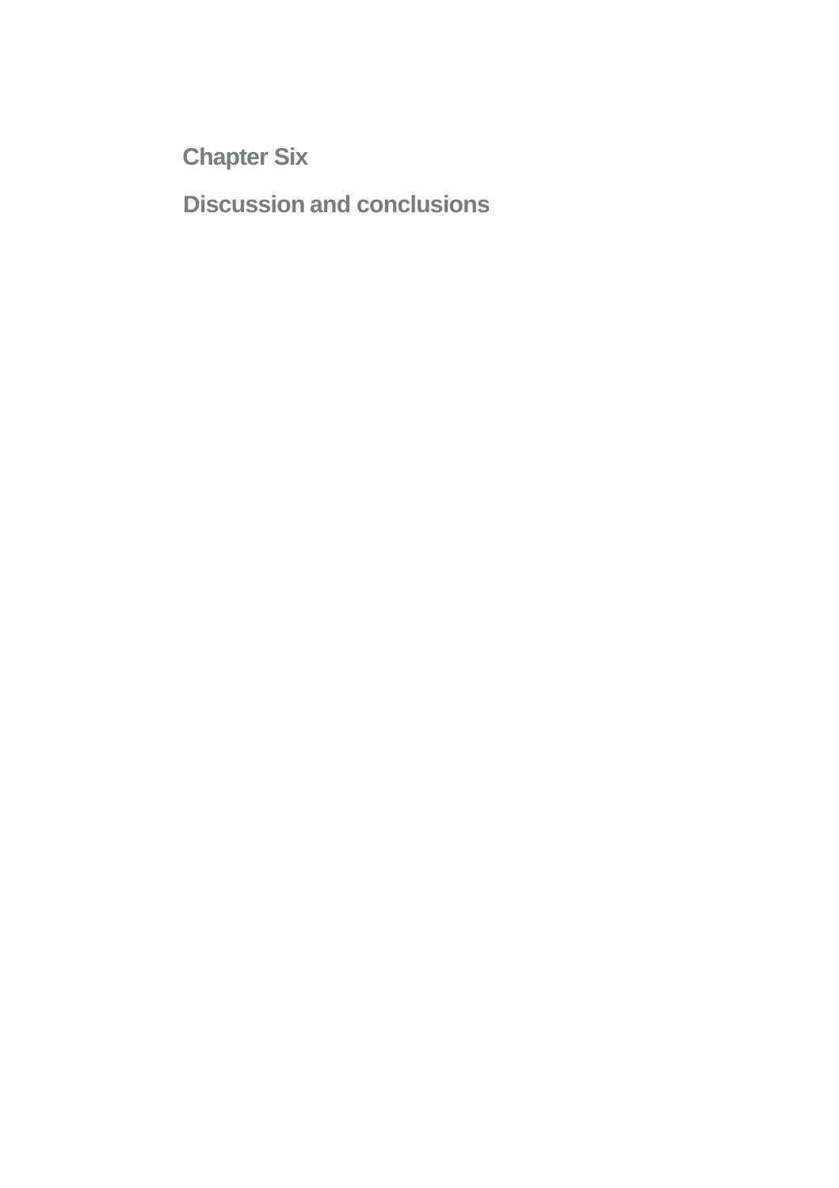# Chapter Six

## Discussion and conclusions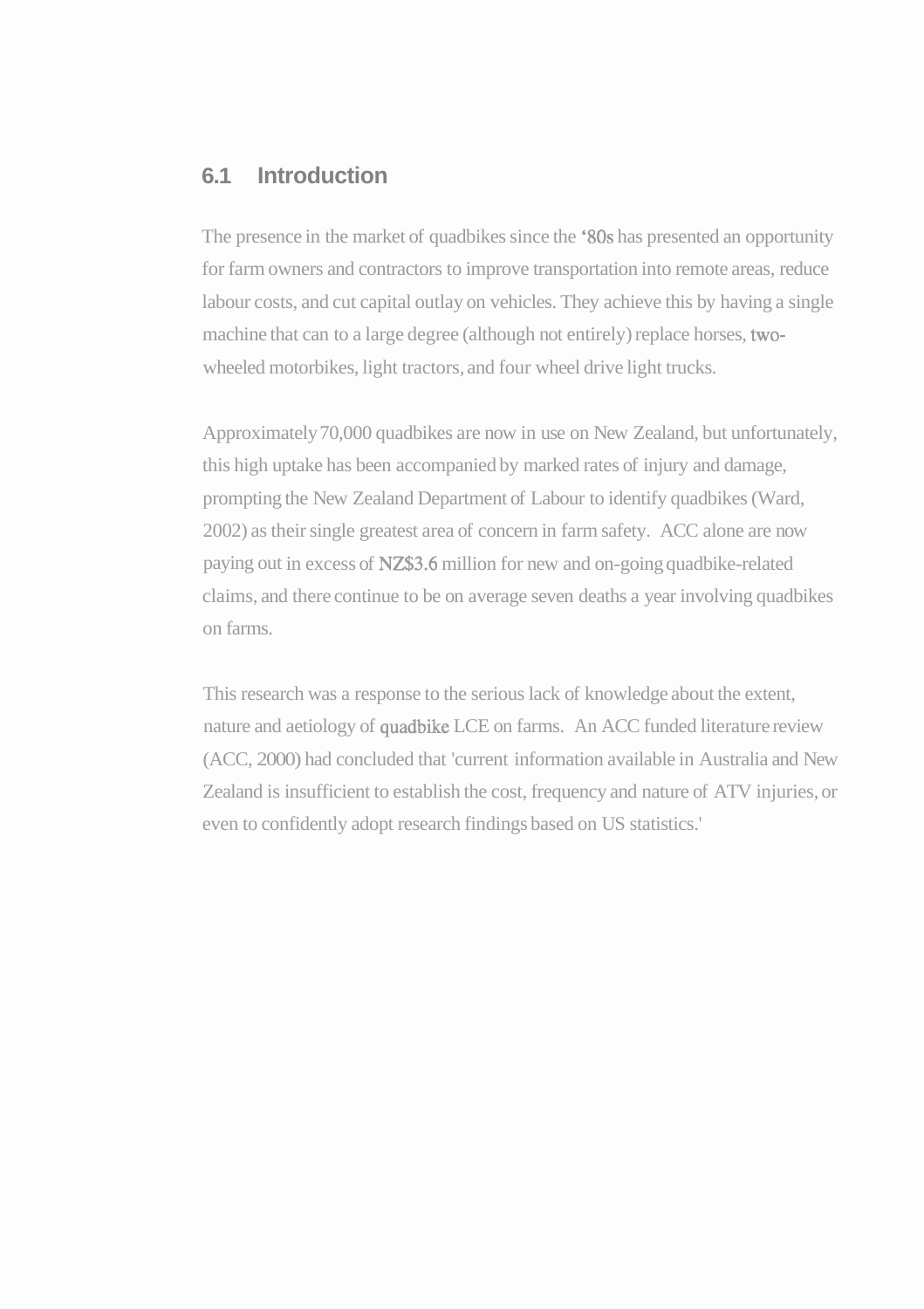## 6.1 Introduction

The presence in the market of quadbikes since the '80s has presented an opportunity for farm owners and contractors to improve transportation into remote areas, reduce labour costs, and cut capital outlay on vehicles. They achieve this by having a single machine that can to a large degree (although not entirely) replace horses, two-wheeled motorbikes, light tractors, and four wheel drive light trucks.

Approximately 70,000 quadbikes are now in use on New Zealand, but unfortunately, this high uptake has been accompanied by marked rates of injury and damage, prompting the New Zealand Department of Labour to identify quadbikes (Ward, 2002) as their single greatest area of concern in farm safety. ACC alone are now paying out in excess of NZ$3.6 million for new and on-going quadbike-related claims, and there continue to be on average seven deaths a year involving quadbikes on farms.

This research was a response to the serious lack of knowledge about the extent, nature and aetiology of quadbike LCE on farms. An ACC funded literature review (ACC, 2000) had concluded that 'current information available in Australia and New Zealand is insufficient to establish the cost, frequency and nature of ATV injuries, or even to confidently adopt research findings based on US statistics.'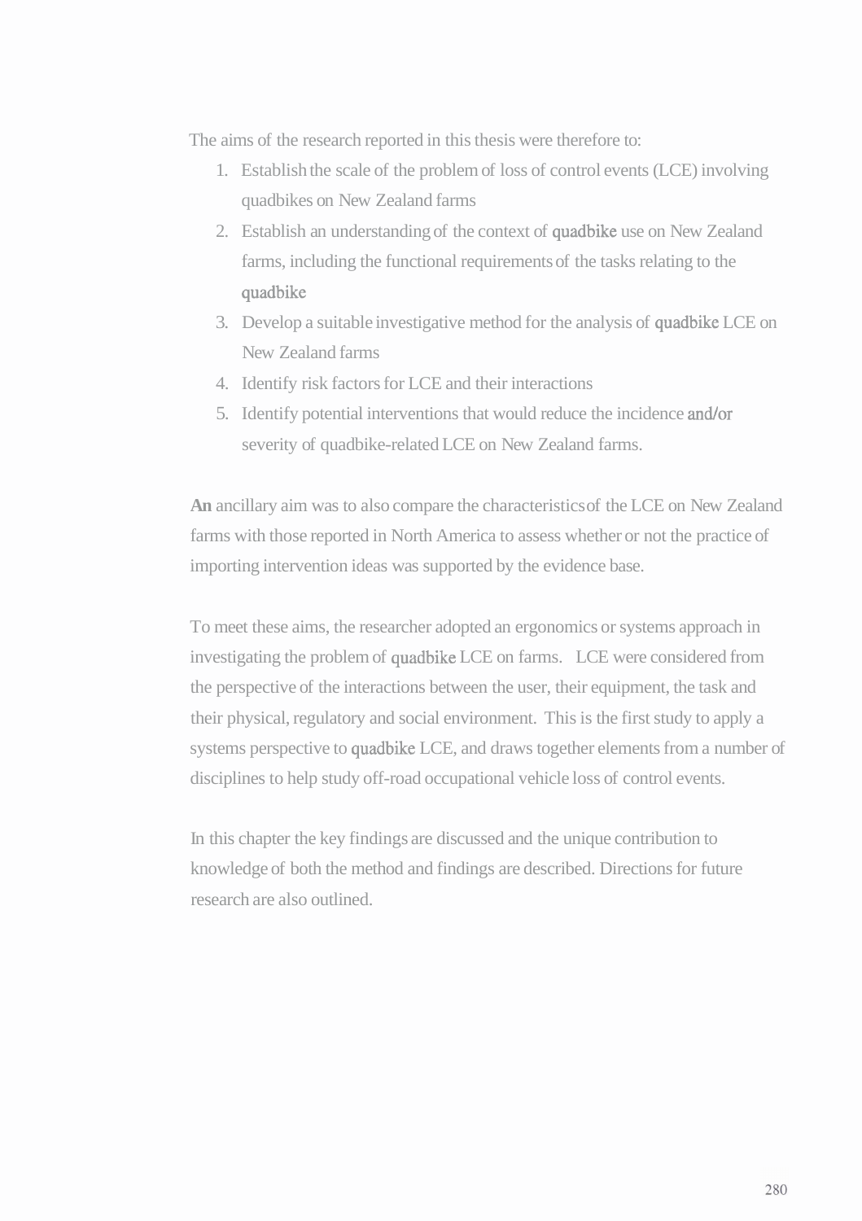The aims of the research reported in this thesis were therefore to:

1. Establish the scale of the problem of loss of control events (LCE) involving quadbikes on New Zealand farms
2. Establish an understanding of the context of quadbike use on New Zealand farms, including the functional requirements of the tasks relating to the quadbike
3. Develop a suitable investigative method for the analysis of quadbike LCE on New Zealand farms
4. Identify risk factors for LCE and their interactions
5. Identify potential interventions that would reduce the incidence and/or severity of quadbike-related LCE on New Zealand farms.

An ancillary aim was to also compare the characteristics of the LCE on New Zealand farms with those reported in North America to assess whether or not the practice of importing intervention ideas was supported by the evidence base.

To meet these aims, the researcher adopted an ergonomics or systems approach in investigating the problem of quadbike LCE on farms. LCE were considered from the perspective of the interactions between the user, their equipment, the task and their physical, regulatory and social environment. This is the first study to apply a systems perspective to quadbike LCE, and draws together elements from a number of disciplines to help study off-road occupational vehicle loss of control events.

In this chapter the key findings are discussed and the unique contribution to knowledge of both the method and findings are described. Directions for future research are also outlined.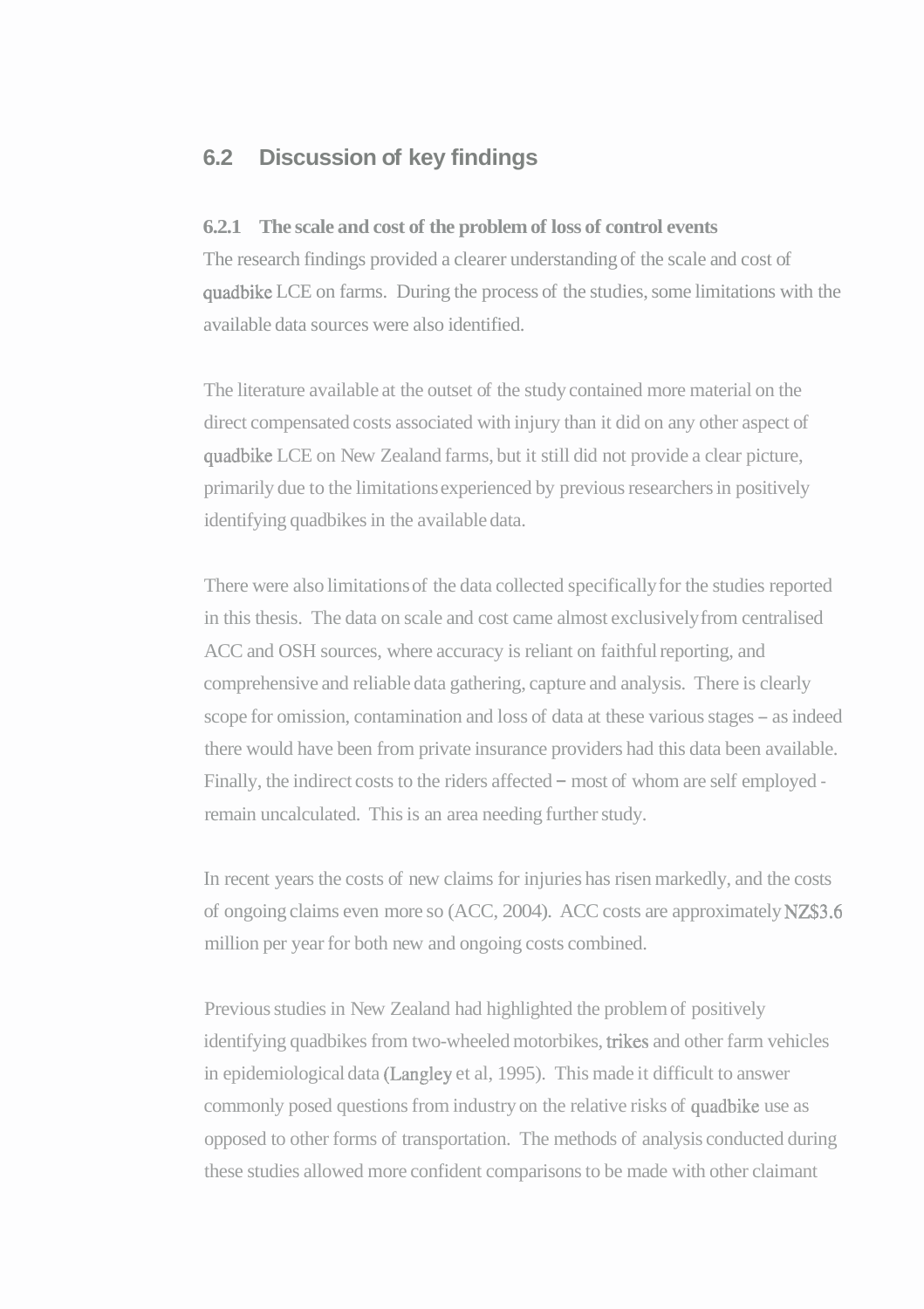## 6.2 Discussion of key findings

### 6.2.1 The scale and cost of the problem of loss of control events

The research findings provided a clearer understanding of the scale and cost of quadbike LCE on farms. During the process of the studies, some limitations with the available data sources were also identified.

The literature available at the outset of the study contained more material on the direct compensated costs associated with injury than it did on any other aspect of quadbike LCE on New Zealand farms, but it still did not provide a clear picture, primarily due to the limitations experienced by previous researchers in positively identifying quadbikes in the available data.

There were also limitations of the data collected specifically for the studies reported in this thesis. The data on scale and cost came almost exclusively from centralised ACC and OSH sources, where accuracy is reliant on faithful reporting, and comprehensive and reliable data gathering, capture and analysis. There is clearly scope for omission, contamination and loss of data at these various stages – as indeed there would have been from private insurance providers had this data been available. Finally, the indirect costs to the riders affected – most of whom are self employed - remain uncalculated. This is an area needing further study.

In recent years the costs of new claims for injuries has risen markedly, and the costs of ongoing claims even more so (ACC, 2004). ACC costs are approximately NZ$3.6 million per year for both new and ongoing costs combined.

Previous studies in New Zealand had highlighted the problem of positively identifying quadbikes from two-wheeled motorbikes, trikes and other farm vehicles in epidemiological data (Langley et al, 1995). This made it difficult to answer commonly posed questions from industry on the relative risks of quadbike use as opposed to other forms of transportation. The methods of analysis conducted during these studies allowed more confident comparisons to be made with other claimant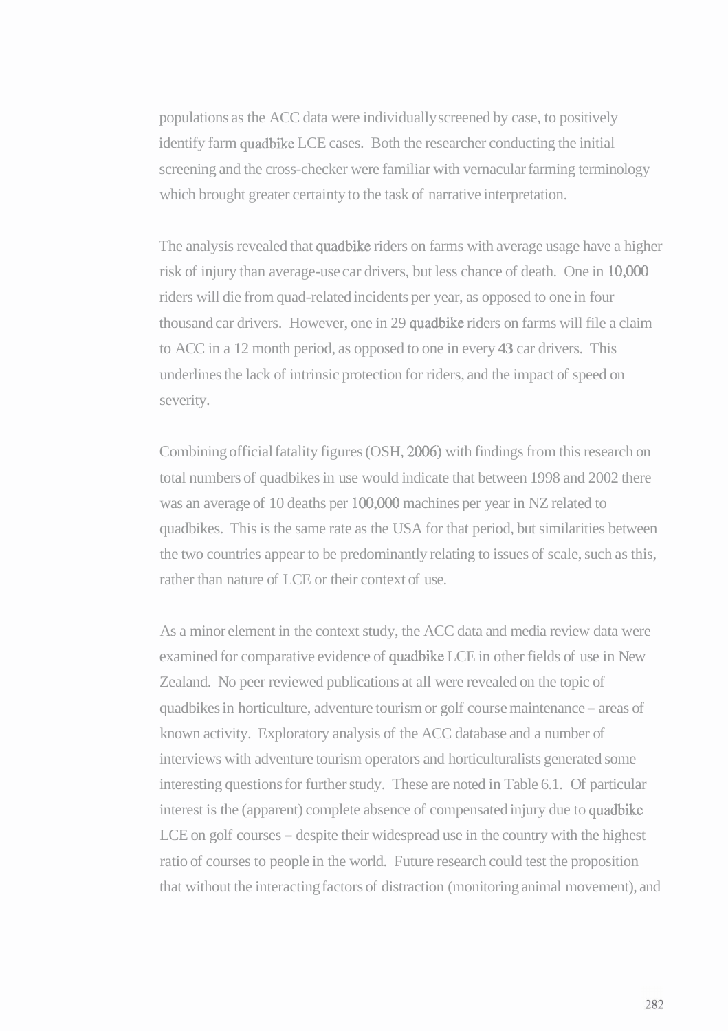populations as the ACC data were individually screened by case, to positively identify farm quadbike LCE cases. Both the researcher conducting the initial screening and the cross-checker were familiar with vernacular farming terminology which brought greater certainty to the task of narrative interpretation.

The analysis revealed that quadbike riders on farms with average usage have a higher risk of injury than average-use car drivers, but less chance of death. One in 10,000 riders will die from quad-related incidents per year, as opposed to one in four thousand car drivers. However, one in 29 quadbike riders on farms will file a claim to ACC in a 12 month period, as opposed to one in every 43 car drivers. This underlines the lack of intrinsic protection for riders, and the impact of speed on severity.

Combining official fatality figures (OSH, 2006) with findings from this research on total numbers of quadbikes in use would indicate that between 1998 and 2002 there was an average of 10 deaths per 100,000 machines per year in NZ related to quadbikes. This is the same rate as the USA for that period, but similarities between the two countries appear to be predominantly relating to issues of scale, such as this, rather than nature of LCE or their context of use.

As a minor element in the context study, the ACC data and media review data were examined for comparative evidence of quadbike LCE in other fields of use in New Zealand. No peer reviewed publications at all were revealed on the topic of quadbikes in horticulture, adventure tourism or golf course maintenance – areas of known activity. Exploratory analysis of the ACC database and a number of interviews with adventure tourism operators and horticulturalists generated some interesting questions for further study. These are noted in Table 6.1. Of particular interest is the (apparent) complete absence of compensated injury due to quadbike LCE on golf courses – despite their widespread use in the country with the highest ratio of courses to people in the world. Future research could test the proposition that without the interacting factors of distraction (monitoring animal movement), and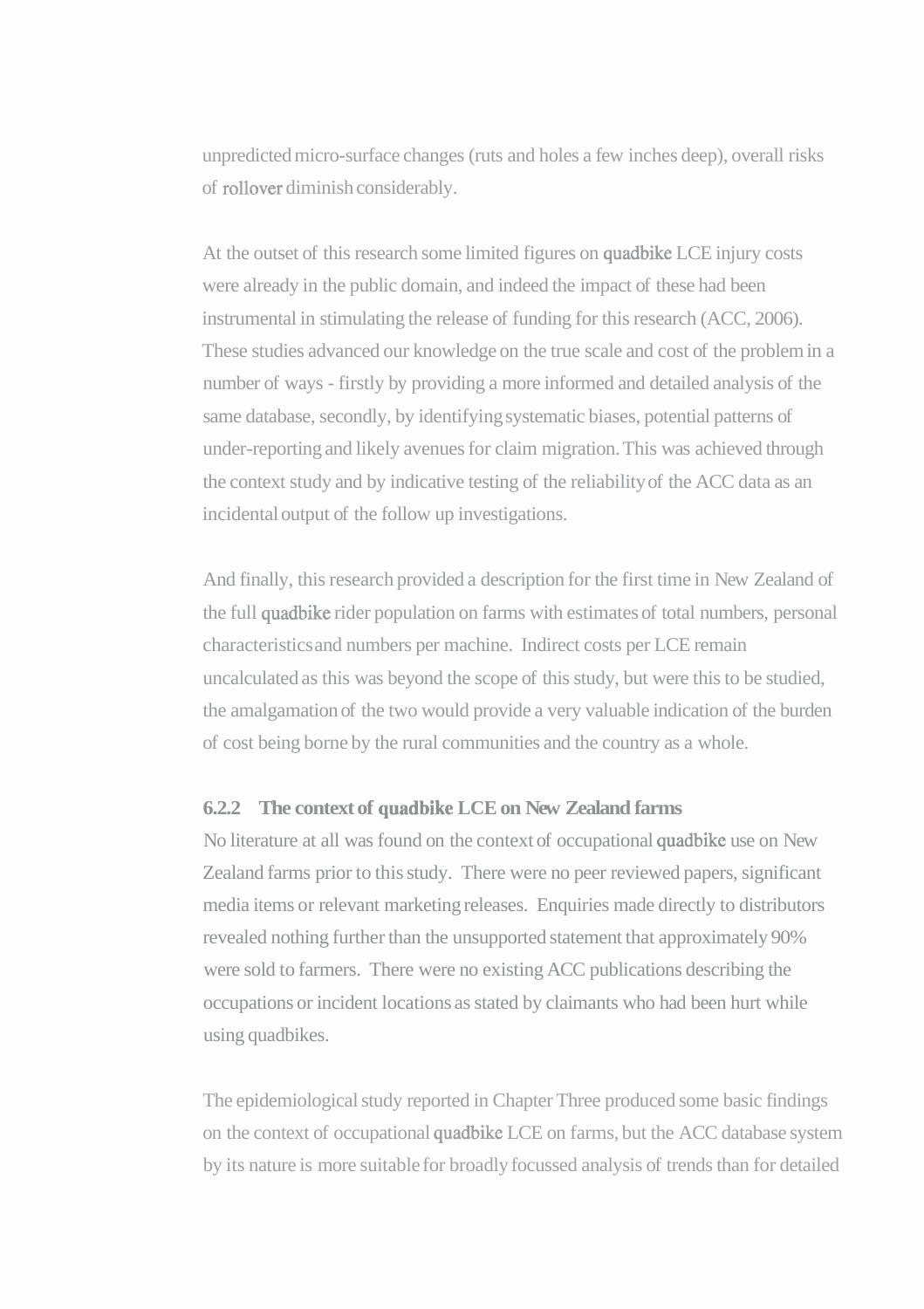unpredicted micro-surface changes (ruts and holes a few inches deep), overall risks of rollover diminish considerably.

At the outset of this research some limited figures on quadbike LCE injury costs were already in the public domain, and indeed the impact of these had been instrumental in stimulating the release of funding for this research (ACC, 2006). These studies advanced our knowledge on the true scale and cost of the problem in a number of ways - firstly by providing a more informed and detailed analysis of the same database, secondly, by identifying systematic biases, potential patterns of under-reporting and likely avenues for claim migration. This was achieved through the context study and by indicative testing of the reliability of the ACC data as an incidental output of the follow up investigations.

And finally, this research provided a description for the first time in New Zealand of the full quadbike rider population on farms with estimates of total numbers, personal characteristics and numbers per machine. Indirect costs per LCE remain uncalculated as this was beyond the scope of this study, but were this to be studied, the amalgamation of the two would provide a very valuable indication of the burden of cost being borne by the rural communities and the country as a whole.

### 6.2.2 The context of quadbike LCE on New Zealand farms

No literature at all was found on the context of occupational quadbike use on New Zealand farms prior to this study. There were no peer reviewed papers, significant media items or relevant marketing releases. Enquiries made directly to distributors revealed nothing further than the unsupported statement that approximately 90% were sold to farmers. There were no existing ACC publications describing the occupations or incident locations as stated by claimants who had been hurt while using quadbikes.

The epidemiological study reported in Chapter Three produced some basic findings on the context of occupational quadbike LCE on farms, but the ACC database system by its nature is more suitable for broadly focussed analysis of trends than for detailed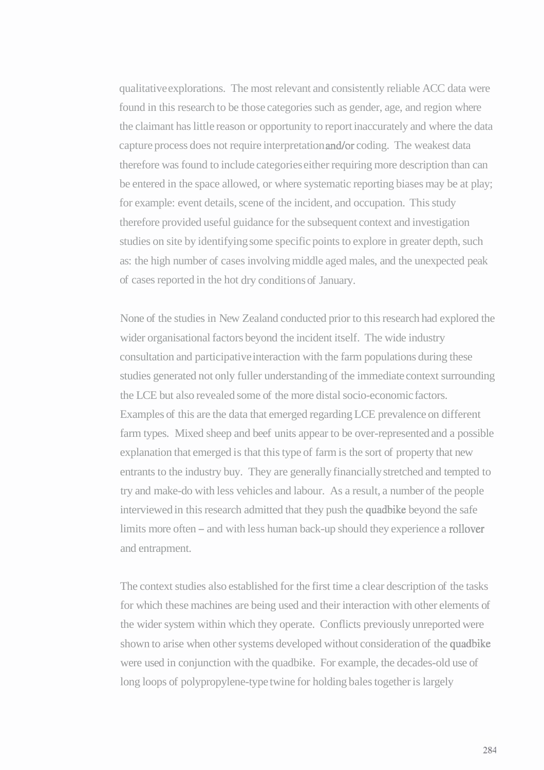qualitative explorations. The most relevant and consistently reliable ACC data were found in this research to be those categories such as gender, age, and region where the claimant has little reason or opportunity to report inaccurately and where the data capture process does not require interpretation and/or coding. The weakest data therefore was found to include categories either requiring more description than can be entered in the space allowed, or where systematic reporting biases may be at play; for example: event details, scene of the incident, and occupation. This study therefore provided useful guidance for the subsequent context and investigation studies on site by identifying some specific points to explore in greater depth, such as: the high number of cases involving middle aged males, and the unexpected peak of cases reported in the hot dry conditions of January.

None of the studies in New Zealand conducted prior to this research had explored the wider organisational factors beyond the incident itself. The wide industry consultation and participative interaction with the farm populations during these studies generated not only fuller understanding of the immediate context surrounding the LCE but also revealed some of the more distal socio-economic factors. Examples of this are the data that emerged regarding LCE prevalence on different farm types. Mixed sheep and beef units appear to be over-represented and a possible explanation that emerged is that this type of farm is the sort of property that new entrants to the industry buy. They are generally financially stretched and tempted to try and make-do with less vehicles and labour. As a result, a number of the people interviewed in this research admitted that they push the quadbike beyond the safe limits more often – and with less human back-up should they experience a rollover and entrapment.

The context studies also established for the first time a clear description of the tasks for which these machines are being used and their interaction with other elements of the wider system within which they operate. Conflicts previously unreported were shown to arise when other systems developed without consideration of the quadbike were used in conjunction with the quadbike. For example, the decades-old use of long loops of polypropylene-type twine for holding bales together is largely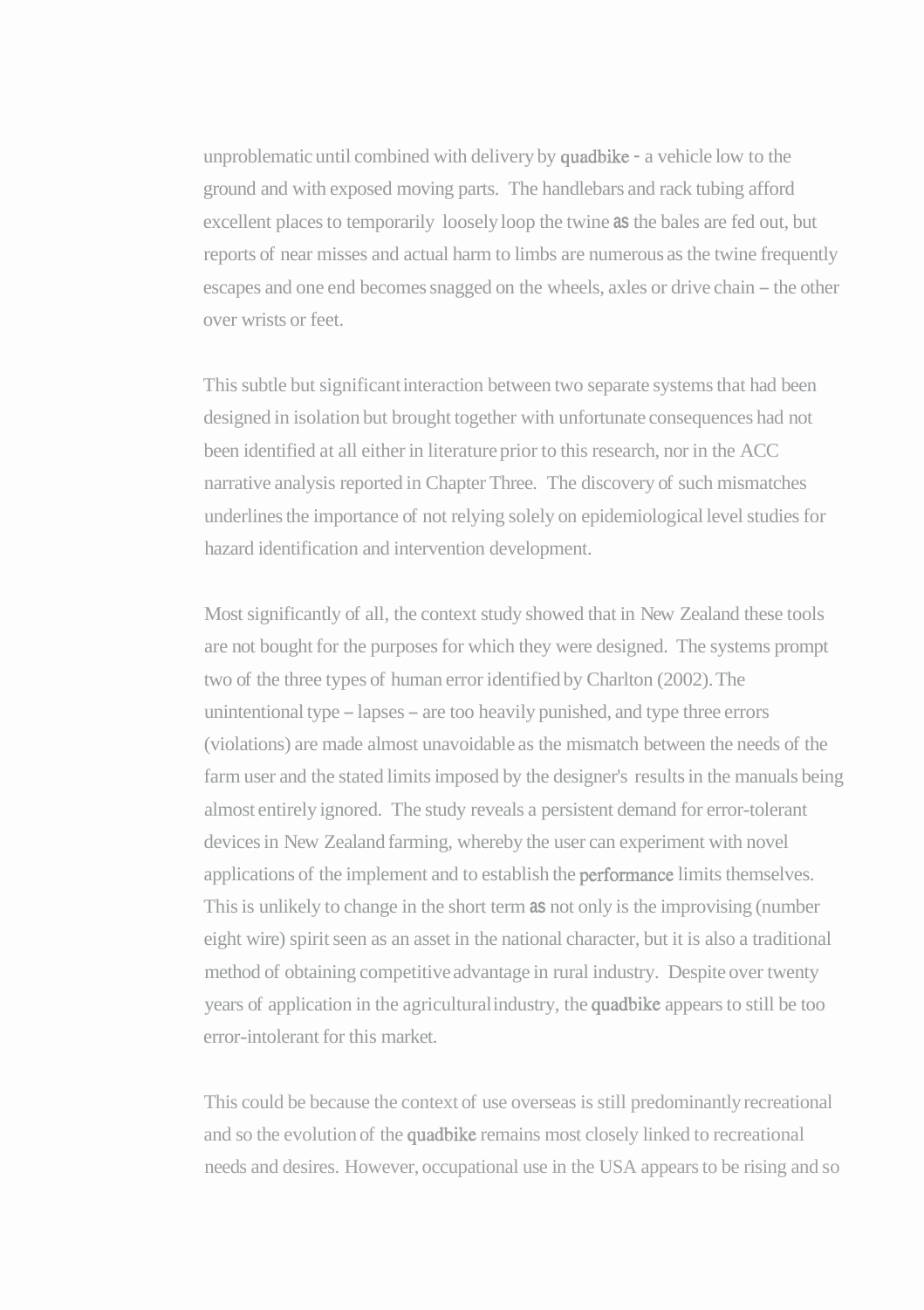unproblematic until combined with delivery by quadbike - a vehicle low to the ground and with exposed moving parts. The handlebars and rack tubing afford excellent places to temporarily loosely loop the twine as the bales are fed out, but reports of near misses and actual harm to limbs are numerous as the twine frequently escapes and one end becomes snagged on the wheels, axles or drive chain – the other over wrists or feet.

This subtle but significant interaction between two separate systems that had been designed in isolation but brought together with unfortunate consequences had not been identified at all either in literature prior to this research, nor in the ACC narrative analysis reported in Chapter Three. The discovery of such mismatches underlines the importance of not relying solely on epidemiological level studies for hazard identification and intervention development.

Most significantly of all, the context study showed that in New Zealand these tools are not bought for the purposes for which they were designed. The systems prompt two of the three types of human error identified by Charlton (2002). The unintentional type – lapses – are too heavily punished, and type three errors (violations) are made almost unavoidable as the mismatch between the needs of the farm user and the stated limits imposed by the designer's results in the manuals being almost entirely ignored. The study reveals a persistent demand for error-tolerant devices in New Zealand farming, whereby the user can experiment with novel applications of the implement and to establish the performance limits themselves. This is unlikely to change in the short term as not only is the improvising (number eight wire) spirit seen as an asset in the national character, but it is also a traditional method of obtaining competitive advantage in rural industry. Despite over twenty years of application in the agricultural industry, the quadbike appears to still be too error-intolerant for this market.

This could be because the context of use overseas is still predominantly recreational and so the evolution of the quadbike remains most closely linked to recreational needs and desires. However, occupational use in the USA appears to be rising and so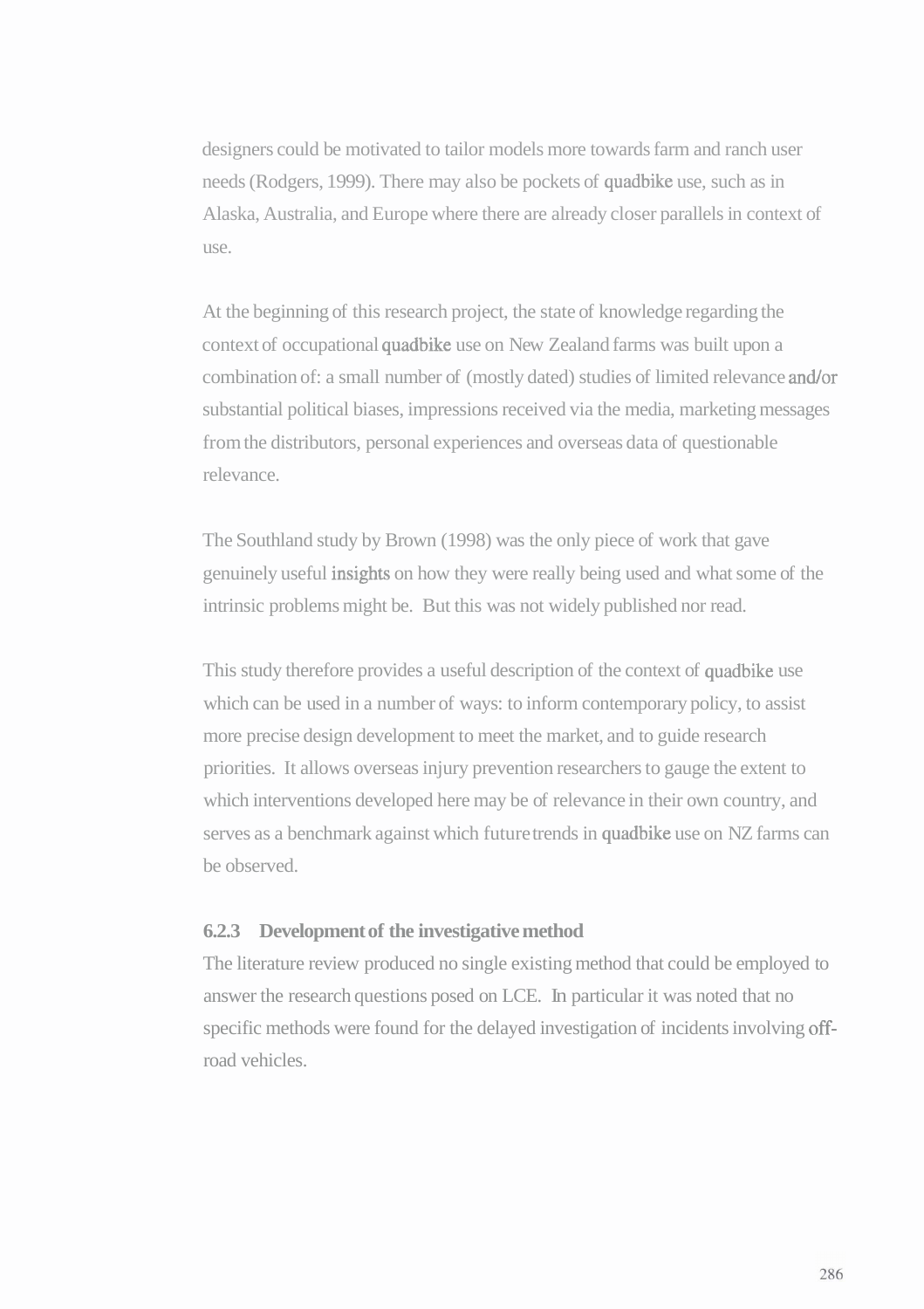designers could be motivated to tailor models more towards farm and ranch user needs (Rodgers, 1999). There may also be pockets of quadbike use, such as in Alaska, Australia, and Europe where there are already closer parallels in context of use.

At the beginning of this research project, the state of knowledge regarding the context of occupational quadbike use on New Zealand farms was built upon a combination of: a small number of (mostly dated) studies of limited relevance and/or substantial political biases, impressions received via the media, marketing messages from the distributors, personal experiences and overseas data of questionable relevance.

The Southland study by Brown (1998) was the only piece of work that gave genuinely useful insights on how they were really being used and what some of the intrinsic problems might be. But this was not widely published nor read.

This study therefore provides a useful description of the context of quadbike use which can be used in a number of ways: to inform contemporary policy, to assist more precise design development to meet the market, and to guide research priorities. It allows overseas injury prevention researchers to gauge the extent to which interventions developed here may be of relevance in their own country, and serves as a benchmark against which future trends in quadbike use on NZ farms can be observed.

### 6.2.3 Development of the investigative method

The literature review produced no single existing method that could be employed to answer the research questions posed on LCE. In particular it was noted that no specific methods were found for the delayed investigation of incidents involving off-road vehicles.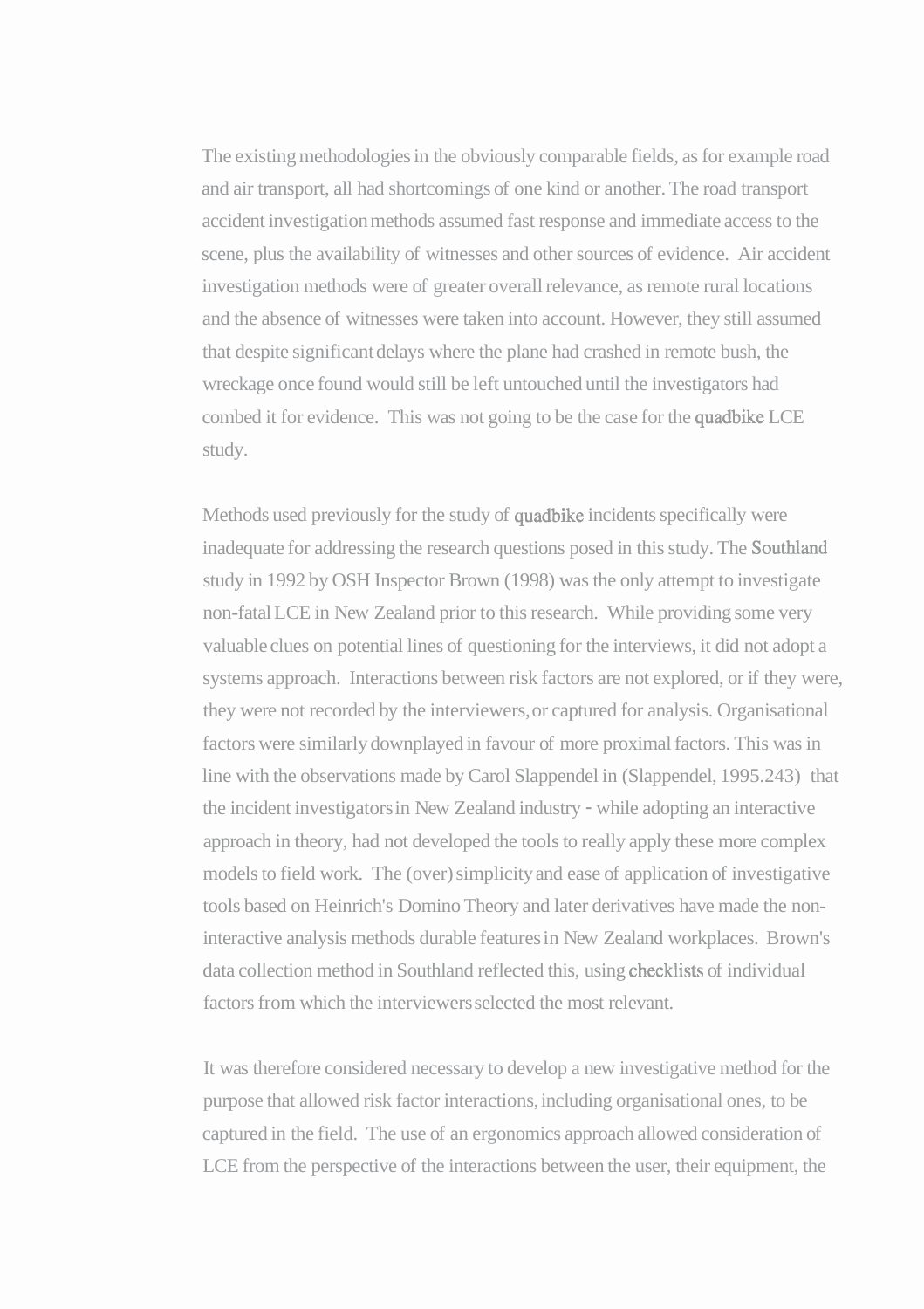The existing methodologies in the obviously comparable fields, as for example road and air transport, all had shortcomings of one kind or another. The road transport accident investigation methods assumed fast response and immediate access to the scene, plus the availability of witnesses and other sources of evidence. Air accident investigation methods were of greater overall relevance, as remote rural locations and the absence of witnesses were taken into account. However, they still assumed that despite significant delays where the plane had crashed in remote bush, the wreckage once found would still be left untouched until the investigators had combed it for evidence. This was not going to be the case for the quadbike LCE study.

Methods used previously for the study of quadbike incidents specifically were inadequate for addressing the research questions posed in this study. The Southland study in 1992 by OSH Inspector Brown (1998) was the only attempt to investigate non-fatal LCE in New Zealand prior to this research. While providing some very valuable clues on potential lines of questioning for the interviews, it did not adopt a systems approach. Interactions between risk factors are not explored, or if they were, they were not recorded by the interviewers, or captured for analysis. Organisational factors were similarly downplayed in favour of more proximal factors. This was in line with the observations made by Carol Slappendel in (Slappendel, 1995.243) that the incident investigators in New Zealand industry - while adopting an interactive approach in theory, had not developed the tools to really apply these more complex models to field work. The (over) simplicity and ease of application of investigative tools based on Heinrich's Domino Theory and later derivatives have made the non-interactive analysis methods durable features in New Zealand workplaces. Brown's data collection method in Southland reflected this, using checklists of individual factors from which the interviewers selected the most relevant.

It was therefore considered necessary to develop a new investigative method for the purpose that allowed risk factor interactions, including organisational ones, to be captured in the field. The use of an ergonomics approach allowed consideration of LCE from the perspective of the interactions between the user, their equipment, the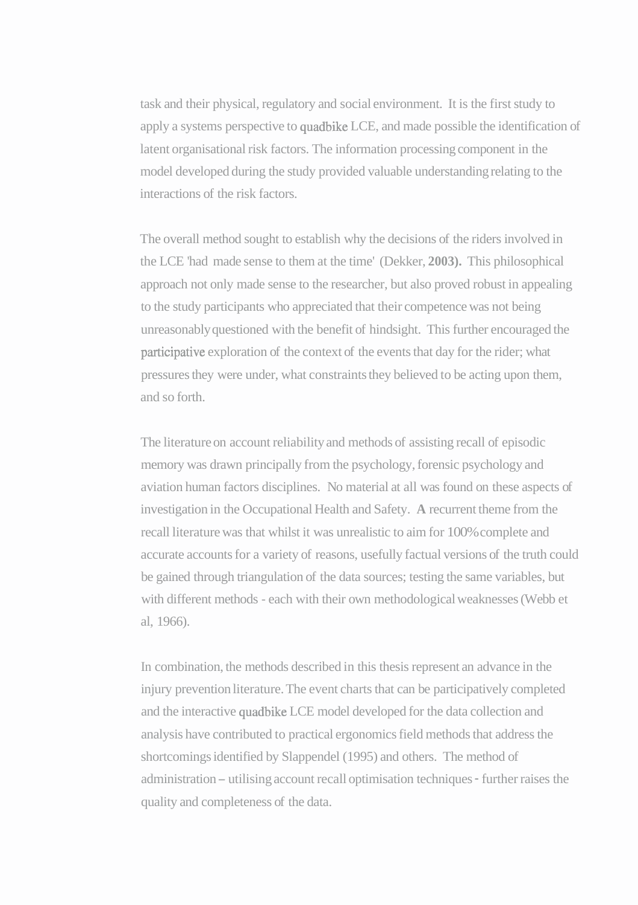task and their physical, regulatory and social environment. It is the first study to apply a systems perspective to quadbike LCE, and made possible the identification of latent organisational risk factors. The information processing component in the model developed during the study provided valuable understanding relating to the interactions of the risk factors.

The overall method sought to establish why the decisions of the riders involved in the LCE 'had made sense to them at the time' (Dekker, **2003).** This philosophical approach not only made sense to the researcher, but also proved robust in appealing to the study participants who appreciated that their competence was not being unreasonably questioned with the benefit of hindsight. This further encouraged the participative exploration of the context of the events that day for the rider; what pressures they were under, what constraints they believed to be acting upon them, and so forth.

The literature on account reliability and methods of assisting recall of episodic memory was drawn principally from the psychology, forensic psychology and aviation human factors disciplines. No material at all was found on these aspects of investigation in the Occupational Health and Safety. **A** recurrent theme from the recall literature was that whilst it was unrealistic to aim for 100% complete and accurate accounts for a variety of reasons, usefully factual versions of the truth could be gained through triangulation of the data sources; testing the same variables, but with different methods - each with their own methodological weaknesses (Webb et al, 1966).

In combination, the methods described in this thesis represent an advance in the injury prevention literature. The event charts that can be participatively completed and the interactive quadbike LCE model developed for the data collection and analysis have contributed to practical ergonomics field methods that address the shortcomings identified by Slappendel (1995) and others. The method of administration – utilising account recall optimisation techniques - further raises the quality and completeness of the data.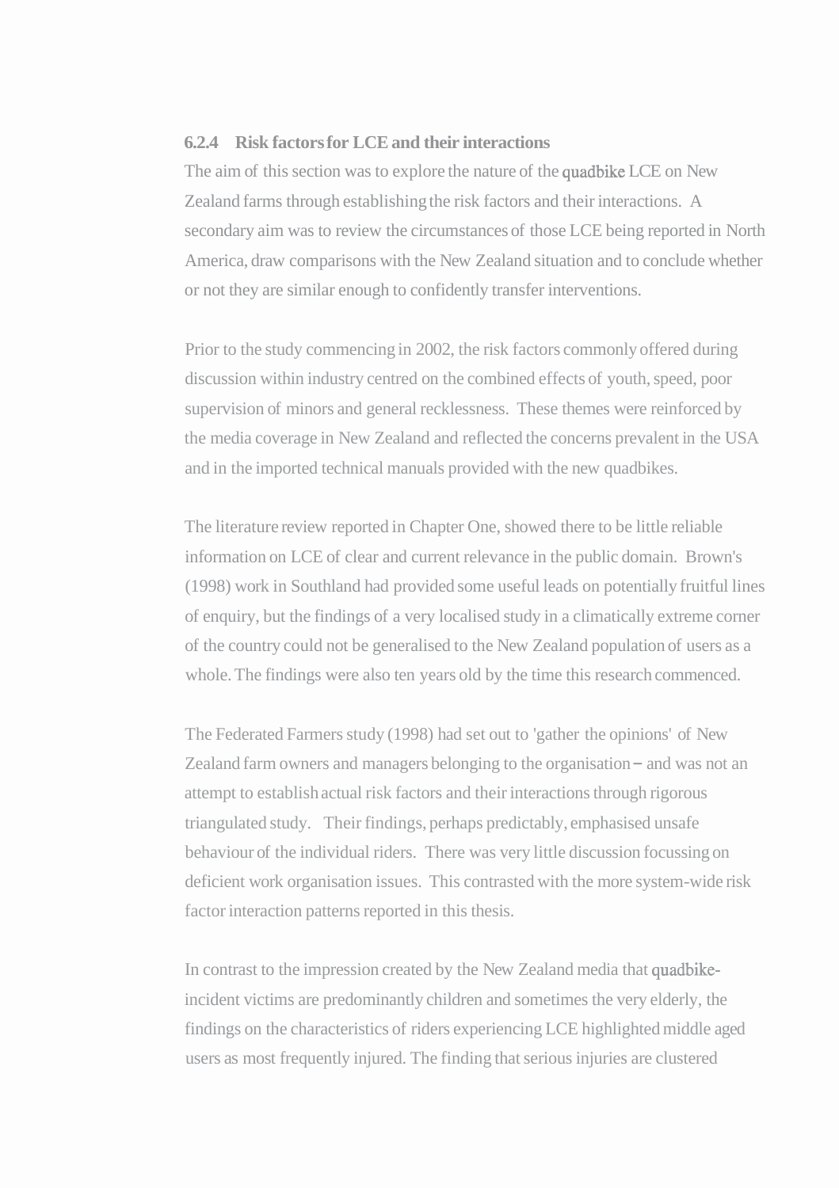### 6.2.4 Risk factors for LCE and their interactions

The aim of this section was to explore the nature of the quadbike LCE on New Zealand farms through establishing the risk factors and their interactions. A secondary aim was to review the circumstances of those LCE being reported in North America, draw comparisons with the New Zealand situation and to conclude whether or not they are similar enough to confidently transfer interventions.

Prior to the study commencing in 2002, the risk factors commonly offered during discussion within industry centred on the combined effects of youth, speed, poor supervision of minors and general recklessness. These themes were reinforced by the media coverage in New Zealand and reflected the concerns prevalent in the USA and in the imported technical manuals provided with the new quadbikes.

The literature review reported in Chapter One, showed there to be little reliable information on LCE of clear and current relevance in the public domain. Brown's (1998) work in Southland had provided some useful leads on potentially fruitful lines of enquiry, but the findings of a very localised study in a climatically extreme corner of the country could not be generalised to the New Zealand population of users as a whole. The findings were also ten years old by the time this research commenced.

The Federated Farmers study (1998) had set out to 'gather the opinions' of New Zealand farm owners and managers belonging to the organisation – and was not an attempt to establish actual risk factors and their interactions through rigorous triangulated study. Their findings, perhaps predictably, emphasised unsafe behaviour of the individual riders. There was very little discussion focussing on deficient work organisation issues. This contrasted with the more system-wide risk factor interaction patterns reported in this thesis.

In contrast to the impression created by the New Zealand media that quadbike-incident victims are predominantly children and sometimes the very elderly, the findings on the characteristics of riders experiencing LCE highlighted middle aged users as most frequently injured. The finding that serious injuries are clustered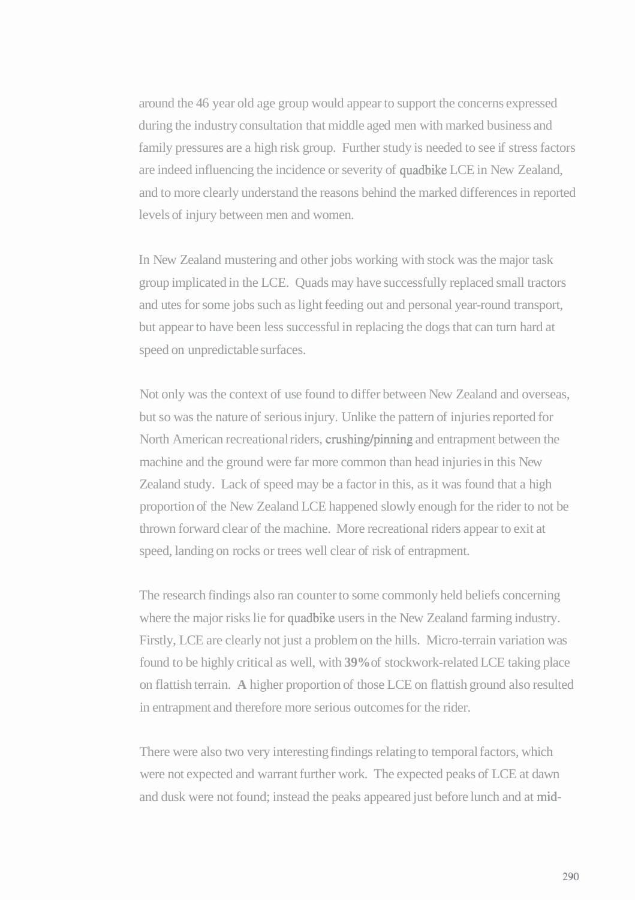around the 46 year old age group would appear to support the concerns expressed during the industry consultation that middle aged men with marked business and family pressures are a high risk group. Further study is needed to see if stress factors are indeed influencing the incidence or severity of quadbike LCE in New Zealand, and to more clearly understand the reasons behind the marked differences in reported levels of injury between men and women.

In New Zealand mustering and other jobs working with stock was the major task group implicated in the LCE. Quads may have successfully replaced small tractors and utes for some jobs such as light feeding out and personal year-round transport, but appear to have been less successful in replacing the dogs that can turn hard at speed on unpredictable surfaces.

Not only was the context of use found to differ between New Zealand and overseas, but so was the nature of serious injury. Unlike the pattern of injuries reported for North American recreational riders, crushing/pinning and entrapment between the machine and the ground were far more common than head injuries in this New Zealand study. Lack of speed may be a factor in this, as it was found that a high proportion of the New Zealand LCE happened slowly enough for the rider to not be thrown forward clear of the machine. More recreational riders appear to exit at speed, landing on rocks or trees well clear of risk of entrapment.

The research findings also ran counter to some commonly held beliefs concerning where the major risks lie for quadbike users in the New Zealand farming industry. Firstly, LCE are clearly not just a problem on the hills. Micro-terrain variation was found to be highly critical as well, with **39%** of stockwork-related LCE taking place on flattish terrain. **A** higher proportion of those LCE on flattish ground also resulted in entrapment and therefore more serious outcomes for the rider.

There were also two very interesting findings relating to temporal factors, which were not expected and warrant further work. The expected peaks of LCE at dawn and dusk were not found; instead the peaks appeared just before lunch and at mid-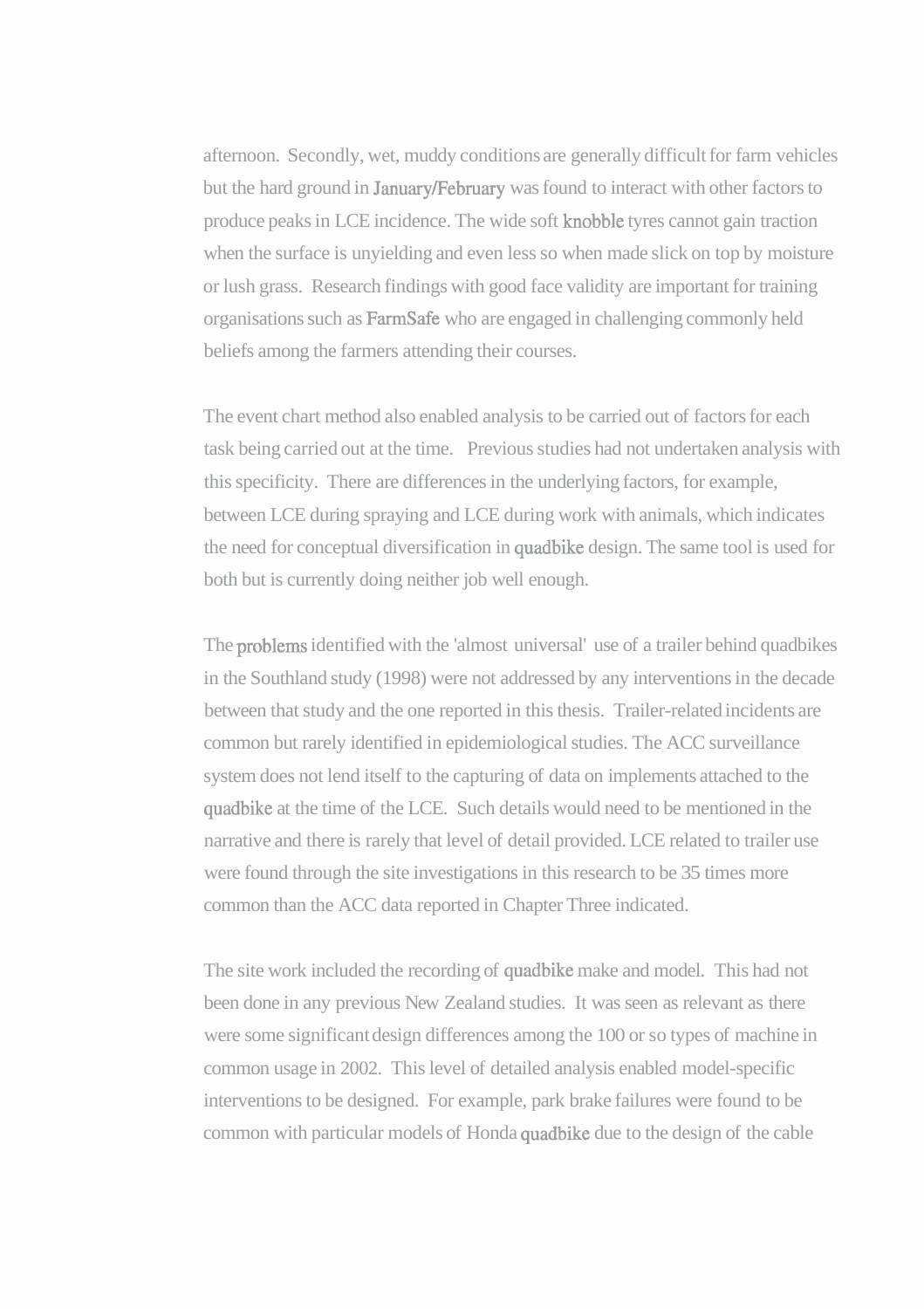afternoon. Secondly, wet, muddy conditions are generally difficult for farm vehicles but the hard ground in January/February was found to interact with other factors to produce peaks in LCE incidence. The wide soft knobble tyres cannot gain traction when the surface is unyielding and even less so when made slick on top by moisture or lush grass. Research findings with good face validity are important for training organisations such as FarmSafe who are engaged in challenging commonly held beliefs among the farmers attending their courses.

The event chart method also enabled analysis to be carried out of factors for each task being carried out at the time. Previous studies had not undertaken analysis with this specificity. There are differences in the underlying factors, for example, between LCE during spraying and LCE during work with animals, which indicates the need for conceptual diversification in quadbike design. The same tool is used for both but is currently doing neither job well enough.

The problems identified with the 'almost universal' use of a trailer behind quadbikes in the Southland study (1998) were not addressed by any interventions in the decade between that study and the one reported in this thesis. Trailer-related incidents are common but rarely identified in epidemiological studies. The ACC surveillance system does not lend itself to the capturing of data on implements attached to the quadbike at the time of the LCE. Such details would need to be mentioned in the narrative and there is rarely that level of detail provided. LCE related to trailer use were found through the site investigations in this research to be 35 times more common than the ACC data reported in Chapter Three indicated.

The site work included the recording of quadbike make and model. This had not been done in any previous New Zealand studies. It was seen as relevant as there were some significant design differences among the 100 or so types of machine in common usage in 2002. This level of detailed analysis enabled model-specific interventions to be designed. For example, park brake failures were found to be common with particular models of Honda quadbike due to the design of the cable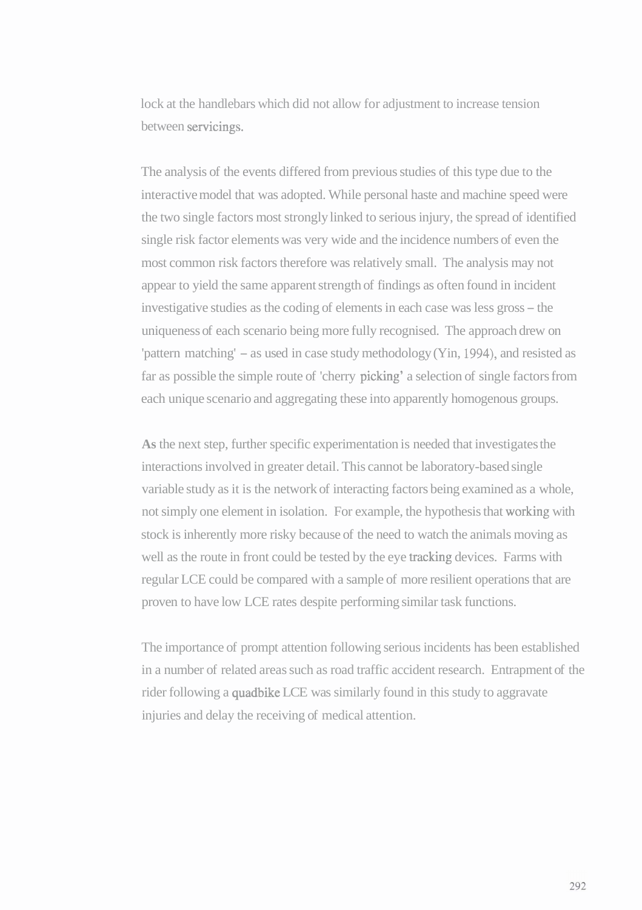lock at the handlebars which did not allow for adjustment to increase tension between servicings.

The analysis of the events differed from previous studies of this type due to the interactive model that was adopted. While personal haste and machine speed were the two single factors most strongly linked to serious injury, the spread of identified single risk factor elements was very wide and the incidence numbers of even the most common risk factors therefore was relatively small. The analysis may not appear to yield the same apparent strength of findings as often found in incident investigative studies as the coding of elements in each case was less gross – the uniqueness of each scenario being more fully recognised. The approach drew on 'pattern matching' – as used in case study methodology (Yin, 1994), and resisted as far as possible the simple route of 'cherry picking' a selection of single factors from each unique scenario and aggregating these into apparently homogenous groups.

**As** the next step, further specific experimentation is needed that investigates the interactions involved in greater detail. This cannot be laboratory-based single variable study as it is the network of interacting factors being examined as a whole, not simply one element in isolation. For example, the hypothesis that working with stock is inherently more risky because of the need to watch the animals moving as well as the route in front could be tested by the eye tracking devices. Farms with regular LCE could be compared with a sample of more resilient operations that are proven to have low LCE rates despite performing similar task functions.

The importance of prompt attention following serious incidents has been established in a number of related areas such as road traffic accident research. Entrapment of the rider following a quadbike LCE was similarly found in this study to aggravate injuries and delay the receiving of medical attention.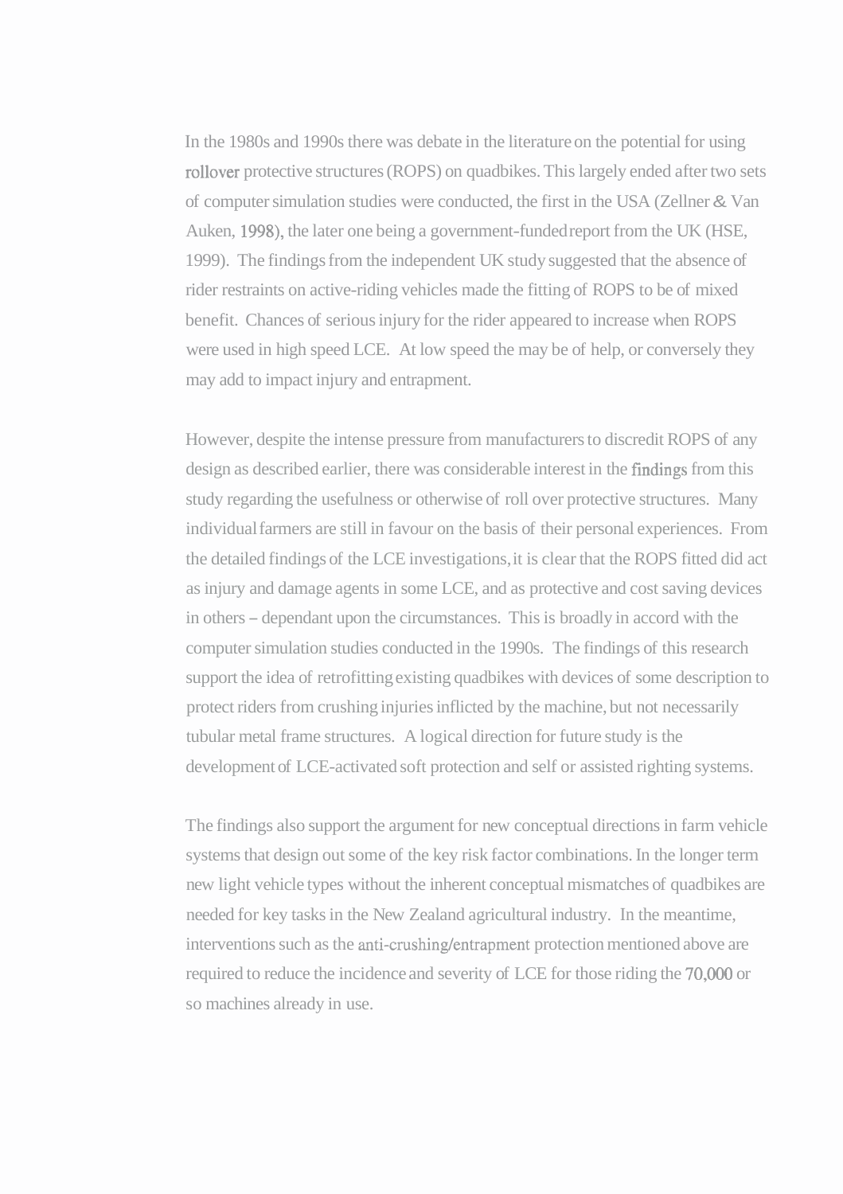In the 1980s and 1990s there was debate in the literature on the potential for using rollover protective structures (ROPS) on quadbikes. This largely ended after two sets of computer simulation studies were conducted, the first in the USA (Zellner & Van Auken, 1998), the later one being a government-funded report from the UK (HSE, 1999). The findings from the independent UK study suggested that the absence of rider restraints on active-riding vehicles made the fitting of ROPS to be of mixed benefit. Chances of serious injury for the rider appeared to increase when ROPS were used in high speed LCE. At low speed the may be of help, or conversely they may add to impact injury and entrapment.

However, despite the intense pressure from manufacturers to discredit ROPS of any design as described earlier, there was considerable interest in the findings from this study regarding the usefulness or otherwise of roll over protective structures. Many individual farmers are still in favour on the basis of their personal experiences. From the detailed findings of the LCE investigations, it is clear that the ROPS fitted did act as injury and damage agents in some LCE, and as protective and cost saving devices in others – dependant upon the circumstances. This is broadly in accord with the computer simulation studies conducted in the 1990s. The findings of this research support the idea of retrofitting existing quadbikes with devices of some description to protect riders from crushing injuries inflicted by the machine, but not necessarily tubular metal frame structures. A logical direction for future study is the development of LCE-activated soft protection and self or assisted righting systems.

The findings also support the argument for new conceptual directions in farm vehicle systems that design out some of the key risk factor combinations. In the longer term new light vehicle types without the inherent conceptual mismatches of quadbikes are needed for key tasks in the New Zealand agricultural industry. In the meantime, interventions such as the anti-crushing/entrapment protection mentioned above are required to reduce the incidence and severity of LCE for those riding the 70,000 or so machines already in use.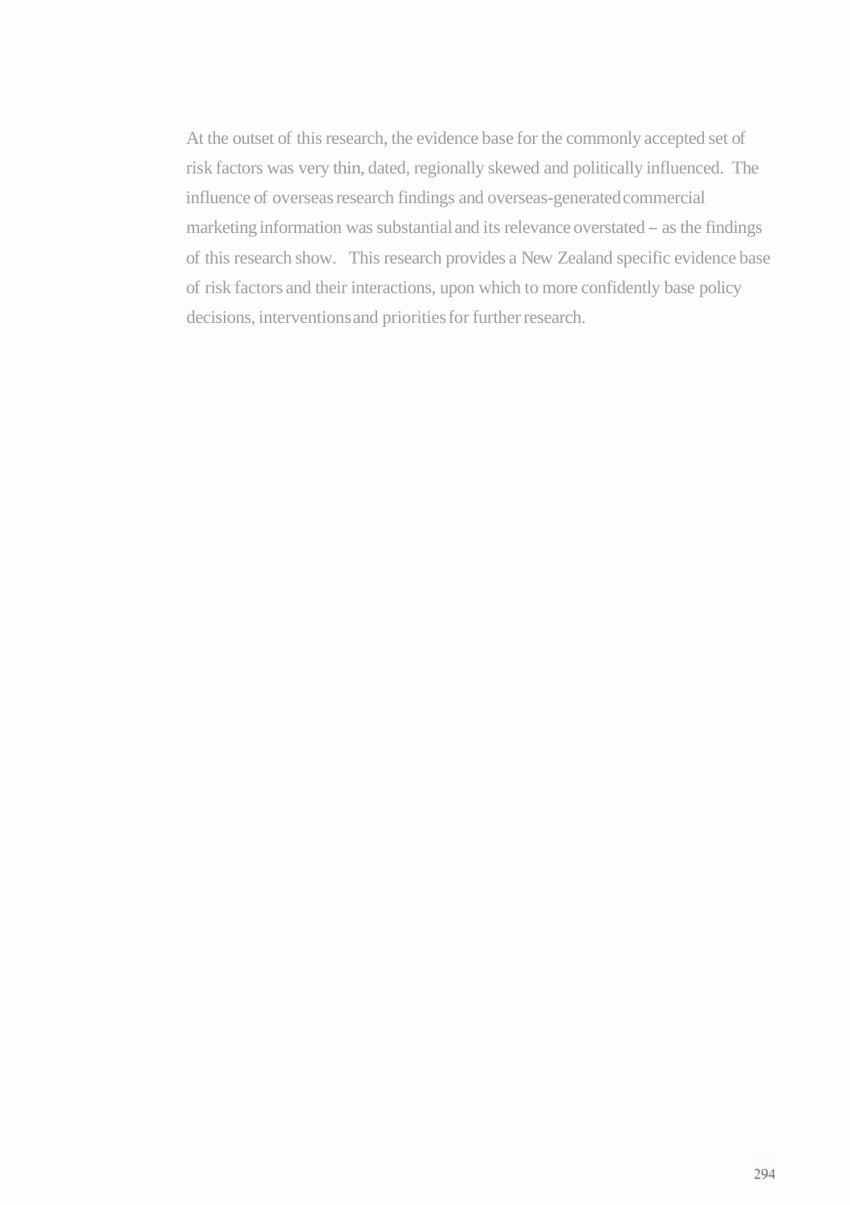At the outset of this research, the evidence base for the commonly accepted set of risk factors was very thin, dated, regionally skewed and politically influenced. The influence of overseas research findings and overseas-generated commercial marketing information was substantial and its relevance overstated – as the findings of this research show. This research provides a New Zealand specific evidence base of risk factors and their interactions, upon which to more confidently base policy decisions, interventions and priorities for further research.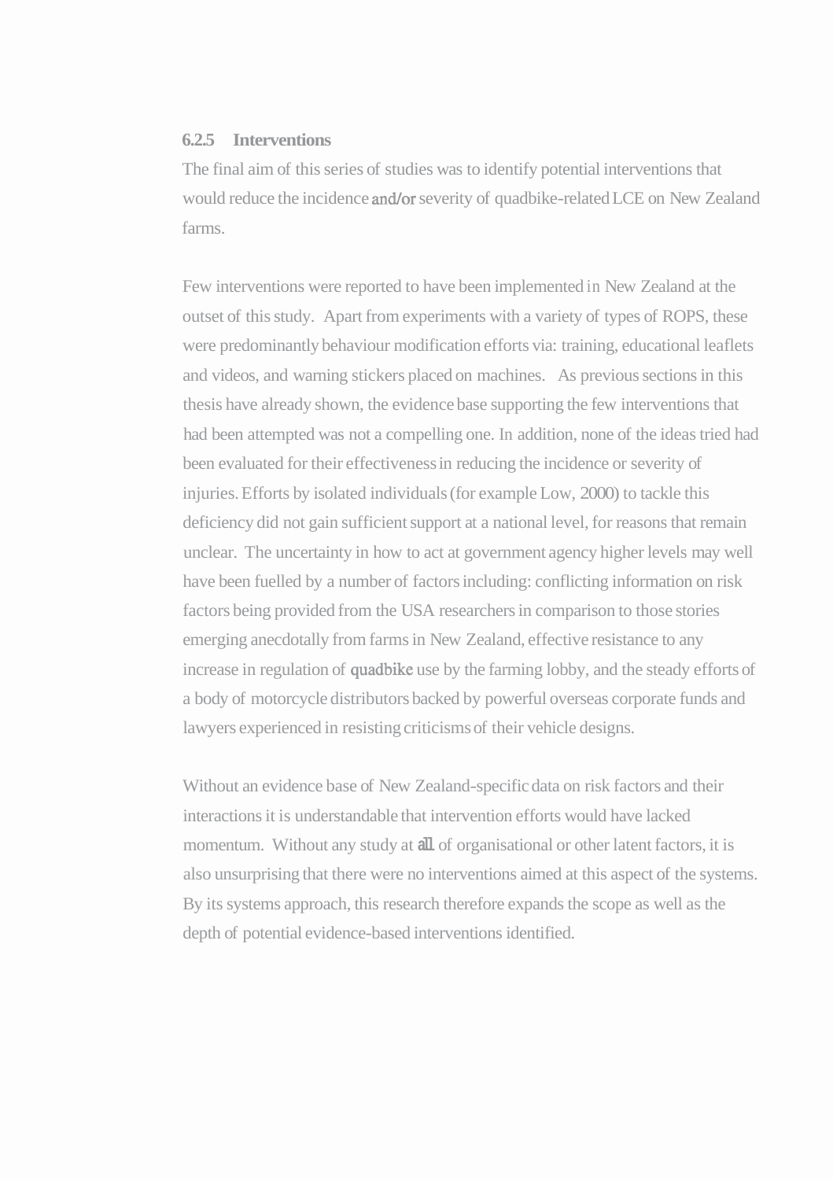### 6.2.5 Interventions

The final aim of this series of studies was to identify potential interventions that would reduce the incidence and/or severity of quadbike-related LCE on New Zealand farms.

Few interventions were reported to have been implemented in New Zealand at the outset of this study. Apart from experiments with a variety of types of ROPS, these were predominantly behaviour modification efforts via: training, educational leaflets and videos, and warning stickers placed on machines. As previous sections in this thesis have already shown, the evidence base supporting the few interventions that had been attempted was not a compelling one. In addition, none of the ideas tried had been evaluated for their effectiveness in reducing the incidence or severity of injuries. Efforts by isolated individuals (for example Low, 2000) to tackle this deficiency did not gain sufficient support at a national level, for reasons that remain unclear. The uncertainty in how to act at government agency higher levels may well have been fuelled by a number of factors including: conflicting information on risk factors being provided from the USA researchers in comparison to those stories emerging anecdotally from farms in New Zealand, effective resistance to any increase in regulation of quadbike use by the farming lobby, and the steady efforts of a body of motorcycle distributors backed by powerful overseas corporate funds and lawyers experienced in resisting criticisms of their vehicle designs.

Without an evidence base of New Zealand-specific data on risk factors and their interactions it is understandable that intervention efforts would have lacked momentum. Without any study at all of organisational or other latent factors, it is also unsurprising that there were no interventions aimed at this aspect of the systems. By its systems approach, this research therefore expands the scope as well as the depth of potential evidence-based interventions identified.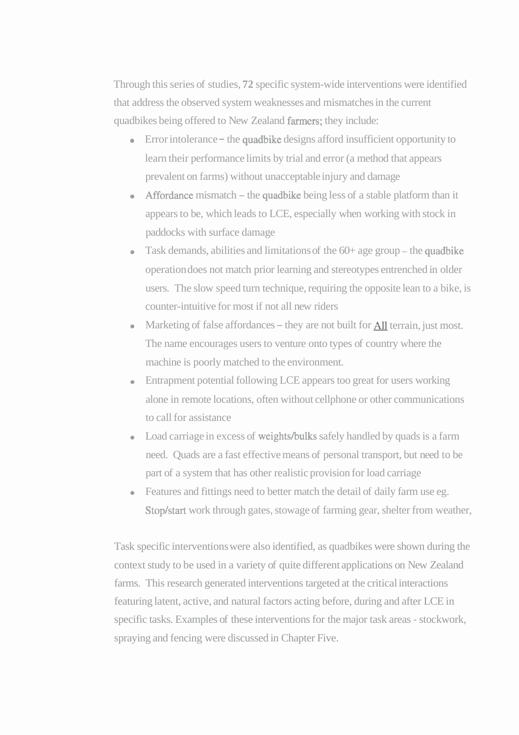Through this series of studies, **72** specific system-wide interventions were identified that address the observed system weaknesses and mismatches in the current quadbikes being offered to New Zealand farmers; they include:

- Error intolerance – the quadbike designs afford insufficient opportunity to learn their performance limits by trial and error (a method that appears prevalent on farms) without unacceptable injury and damage
- Affordance mismatch – the quadbike being less of a stable platform than it appears to be, which leads to LCE, especially when working with stock in paddocks with surface damage
- Task demands, abilities and limitations of the 60+ age group – the quadbike operation does not match prior learning and stereotypes entrenched in older users. The slow speed turn technique, requiring the opposite lean to a bike, is counter-intuitive for most if not all new riders
- Marketing of false affordances – they are not built for <u>All</u> terrain, just most. The name encourages users to venture onto types of country where the machine is poorly matched to the environment.
- Entrapment potential following LCE appears too great for users working alone in remote locations, often without cellphone or other communications to call for assistance
- Load carriage in excess of weights/bulks safely handled by quads is a farm need. Quads are a fast effective means of personal transport, but need to be part of a system that has other realistic provision for load carriage
- Features and fittings need to better match the detail of daily farm use eg. Stop/start work through gates, stowage of farming gear, shelter from weather,

Task specific interventions were also identified, as quadbikes were shown during the context study to be used in a variety of quite different applications on New Zealand farms. This research generated interventions targeted at the critical interactions featuring latent, active, and natural factors acting before, during and after LCE in specific tasks. Examples of these interventions for the major task areas - stockwork, spraying and fencing were discussed in Chapter Five.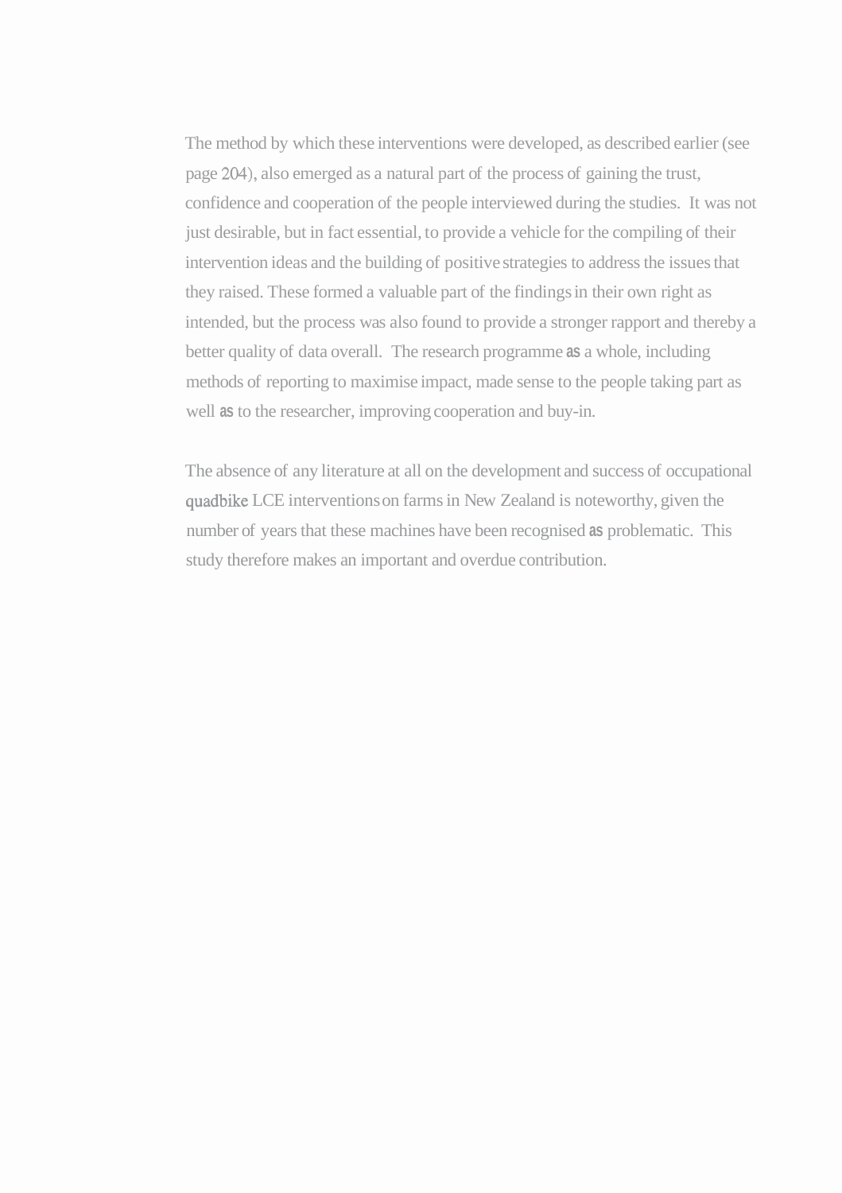The method by which these interventions were developed, as described earlier (see page 204), also emerged as a natural part of the process of gaining the trust, confidence and cooperation of the people interviewed during the studies. It was not just desirable, but in fact essential, to provide a vehicle for the compiling of their intervention ideas and the building of positive strategies to address the issues that they raised. These formed a valuable part of the findings in their own right as intended, but the process was also found to provide a stronger rapport and thereby a better quality of data overall. The research programme as a whole, including methods of reporting to maximise impact, made sense to the people taking part as well as to the researcher, improving cooperation and buy-in.

The absence of any literature at all on the development and success of occupational quadbike LCE interventions on farms in New Zealand is noteworthy, given the number of years that these machines have been recognised as problematic. This study therefore makes an important and overdue contribution.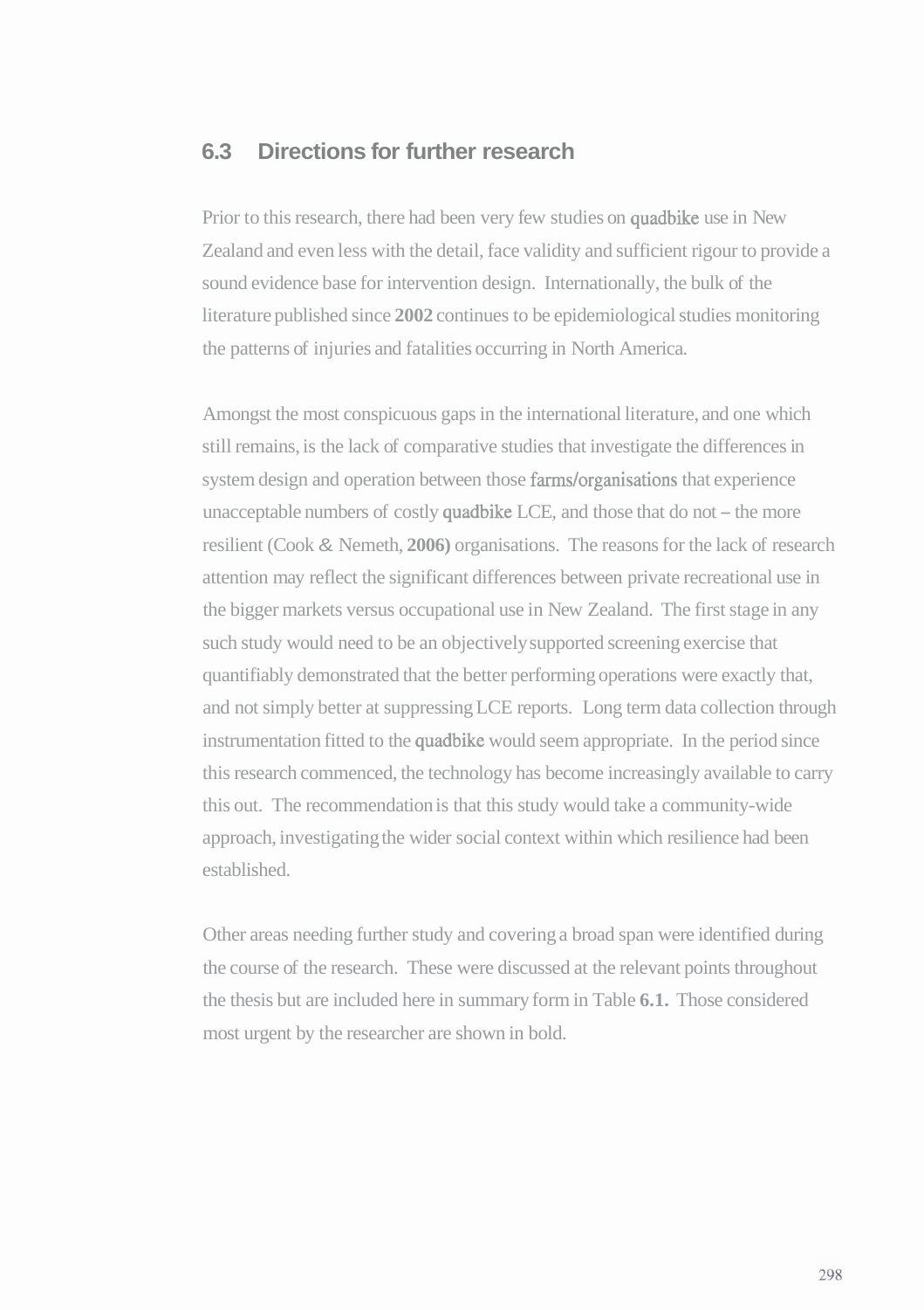## 6.3 Directions for further research

Prior to this research, there had been very few studies on quadbike use in New Zealand and even less with the detail, face validity and sufficient rigour to provide a sound evidence base for intervention design. Internationally, the bulk of the literature published since 2002 continues to be epidemiological studies monitoring the patterns of injuries and fatalities occurring in North America.

Amongst the most conspicuous gaps in the international literature, and one which still remains, is the lack of comparative studies that investigate the differences in system design and operation between those farms/organisations that experience unacceptable numbers of costly quadbike LCE, and those that do not – the more resilient (Cook & Nemeth, 2006) organisations. The reasons for the lack of research attention may reflect the significant differences between private recreational use in the bigger markets versus occupational use in New Zealand. The first stage in any such study would need to be an objectively supported screening exercise that quantifiably demonstrated that the better performing operations were exactly that, and not simply better at suppressing LCE reports. Long term data collection through instrumentation fitted to the quadbike would seem appropriate. In the period since this research commenced, the technology has become increasingly available to carry this out. The recommendation is that this study would take a community-wide approach, investigating the wider social context within which resilience had been established.

Other areas needing further study and covering a broad span were identified during the course of the research. These were discussed at the relevant points throughout the thesis but are included here in summary form in Table 6.1. Those considered most urgent by the researcher are shown in bold.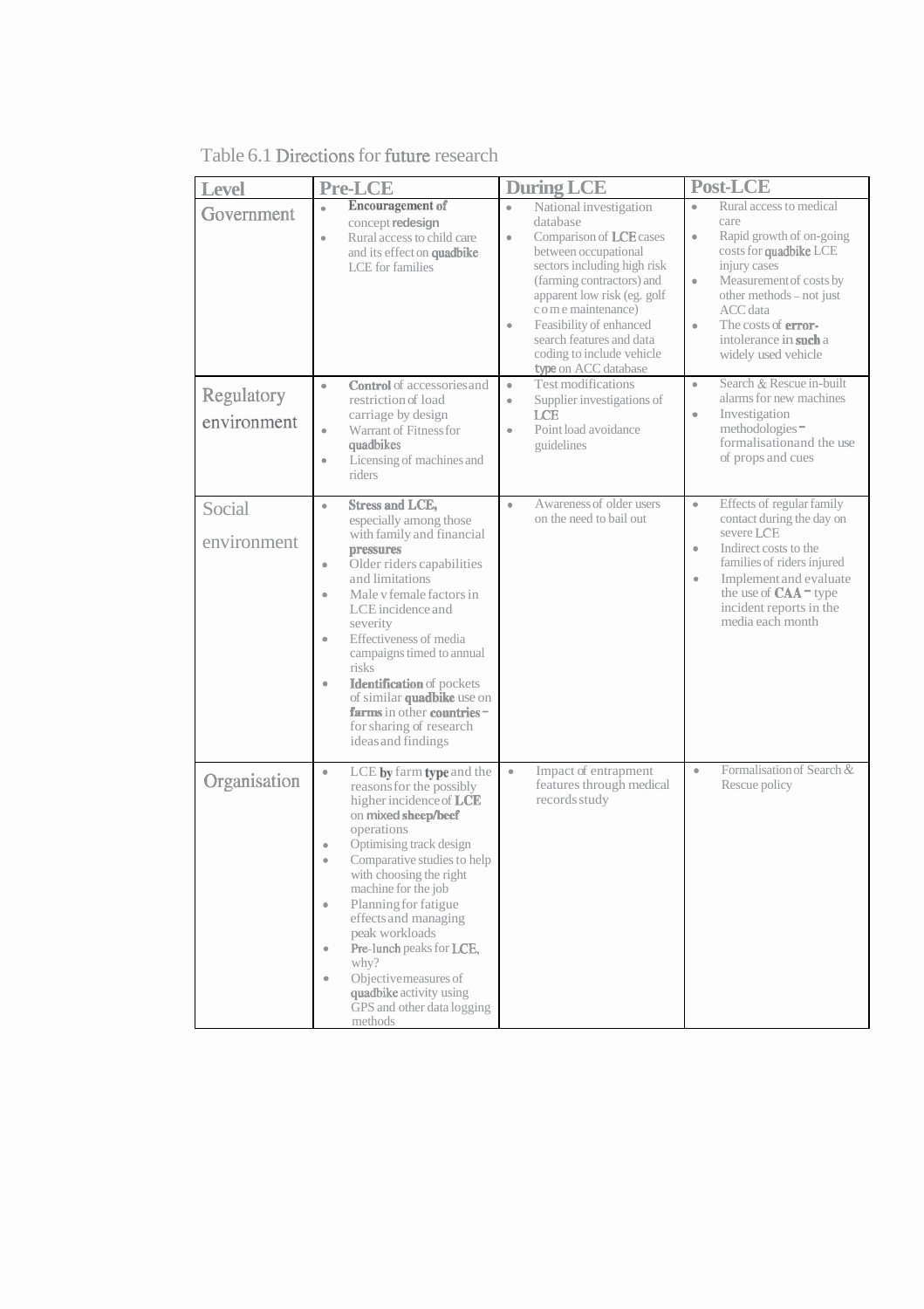Table 6.1 Directions for future research

| Level | Pre-LCE | During LCE | Post-LCE |
|---|---|---|---|
| Government | • Encouragement of concept redesign<br>• Rural access to child care and its effect on quadbike LCE for families | • National investigation database<br>• Comparison of LCE cases between occupational sectors including high risk (farming contractors) and apparent low risk (eg. golf come maintenance)<br>• Feasibility of enhanced search features and data coding to include vehicle type on ACC database | • Rural access to medical care<br>• Rapid growth of on-going costs for quadbike LCE injury cases<br>• Measurement of costs by other methods – not just ACC data<br>• The costs of error-intolerance in such a widely used vehicle |
| Regulatory environment | • Control of accessories and restriction of load carriage by design<br>• Warrant of Fitness for quadbikes<br>• Licensing of machines and riders | • Test modifications<br>• Supplier investigations of LCE<br>• Point load avoidance guidelines | • Search & Rescue in-built alarms for new machines<br>• Investigation methodologies – formalisation and the use of props and cues |
| Social environment | • Stress and LCE, especially among those with family and financial pressures<br>• Older riders capabilities and limitations<br>• Male v female factors in LCE incidence and severity<br>• Effectiveness of media campaigns timed to annual risks<br>• Identification of pockets of similar quadbike use on farms in other countries – for sharing of research ideas and findings | • Awareness of older users on the need to bail out | • Effects of regular family contact during the day on severe LCE<br>• Indirect costs to the families of riders injured<br>• Implement and evaluate the use of CAA – type incident reports in the media each month |
| Organisation | • LCE by farm type and the reasons for the possibly higher incidence of LCE on mixed sheep/beef operations<br>• Optimising track design<br>• Comparative studies to help with choosing the right machine for the job<br>• Planning for fatigue effects and managing peak workloads<br>• Pre-lunch peaks for LCE, why?<br>• Objective measures of quadbike activity using GPS and other data logging methods | • Impact of entrapment features through medical records study | • Formalisation of Search & Rescue policy |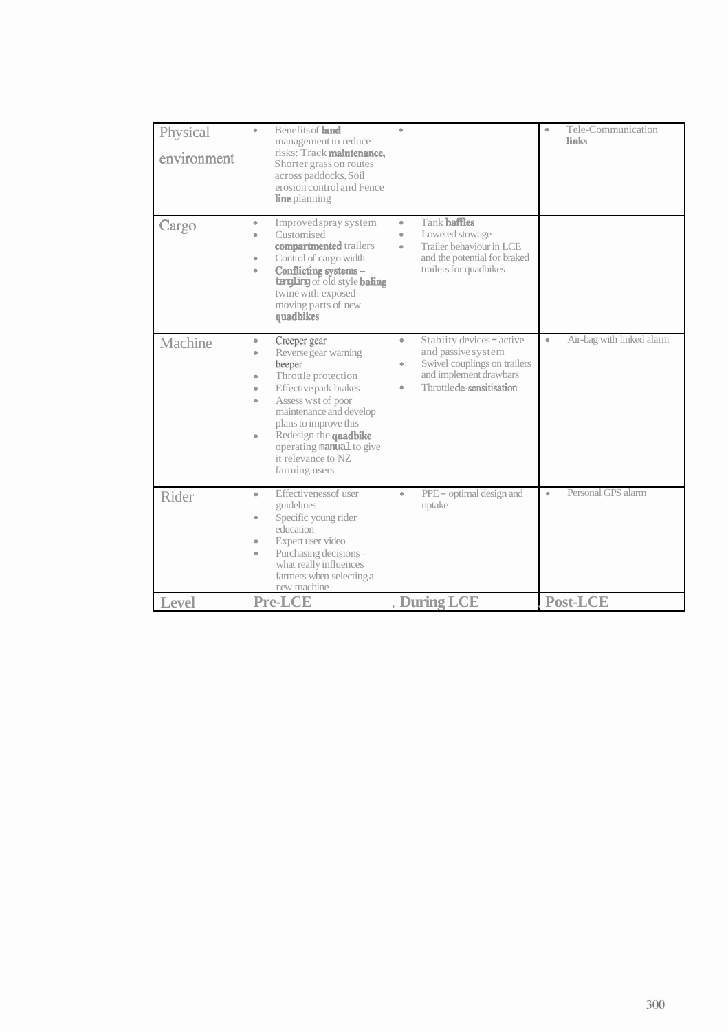| Physical environment | • Benefits of land management to reduce risks: Track maintenance, Shorter grass on routes across paddocks, Soil erosion control and Fence line planning | • | • Tele-Communication links |
|---|---|---|---|
| Cargo | • Improved spray system<br>• Customised compartmented trailers<br>• Control of cargo width<br>• Conflicting systems – tangling of old style baling twine with exposed moving parts of new quadbikes | • Tank baffles<br>• Lowered stowage<br>• Trailer behaviour in LCE and the potential for braked trailers for quadbikes | |
| Machine | • Creeper gear<br>• Reverse gear warning beeper<br>• Throttle protection<br>• Effective park brakes<br>• Assess wst of poor maintenance and develop plans to improve this<br>• Redesign the quadbike operating manual to give it relevance to NZ farming users | • Stabiity devices – active and passive system<br>• Swivel couplings on trailers and implement drawbars<br>• Throttle de-sensitisation | • Air-bag with linked alarm |
| Rider | • Effectiveness of user guidelines<br>• Specific young rider education<br>• Expert user video<br>• Purchasing decisions – what really influences farmers when selecting a new machine | • PPE – optimal design and uptake | • Personal GPS alarm |
| **Level** | **Pre-LCE** | **During LCE** | **Post-LCE** |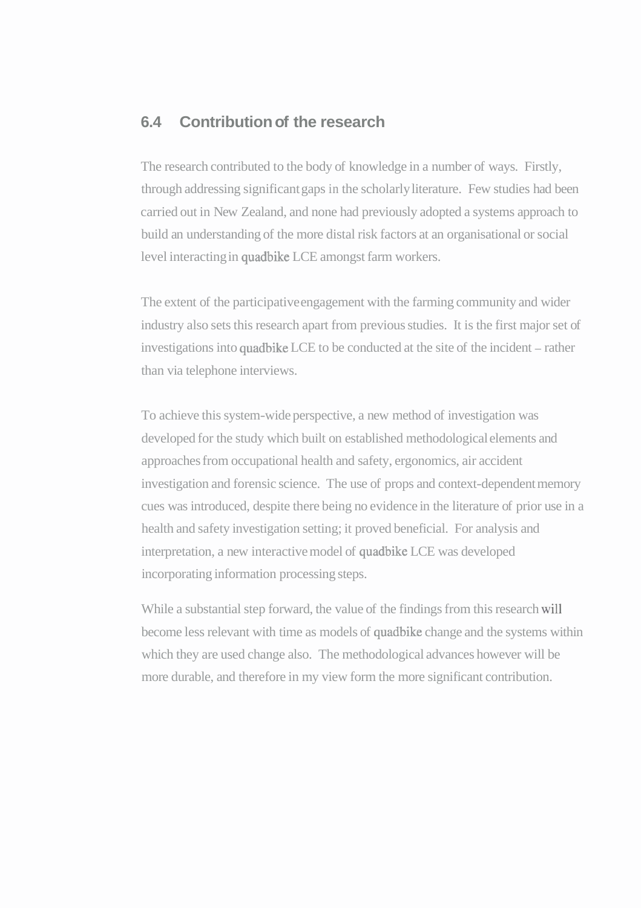## 6.4 Contribution of the research

The research contributed to the body of knowledge in a number of ways. Firstly, through addressing significant gaps in the scholarly literature. Few studies had been carried out in New Zealand, and none had previously adopted a systems approach to build an understanding of the more distal risk factors at an organisational or social level interacting in quadbike LCE amongst farm workers.

The extent of the participative engagement with the farming community and wider industry also sets this research apart from previous studies. It is the first major set of investigations into quadbike LCE to be conducted at the site of the incident – rather than via telephone interviews.

To achieve this system-wide perspective, a new method of investigation was developed for the study which built on established methodological elements and approaches from occupational health and safety, ergonomics, air accident investigation and forensic science. The use of props and context-dependent memory cues was introduced, despite there being no evidence in the literature of prior use in a health and safety investigation setting; it proved beneficial. For analysis and interpretation, a new interactive model of quadbike LCE was developed incorporating information processing steps.

While a substantial step forward, the value of the findings from this research will become less relevant with time as models of quadbike change and the systems within which they are used change also. The methodological advances however will be more durable, and therefore in my view form the more significant contribution.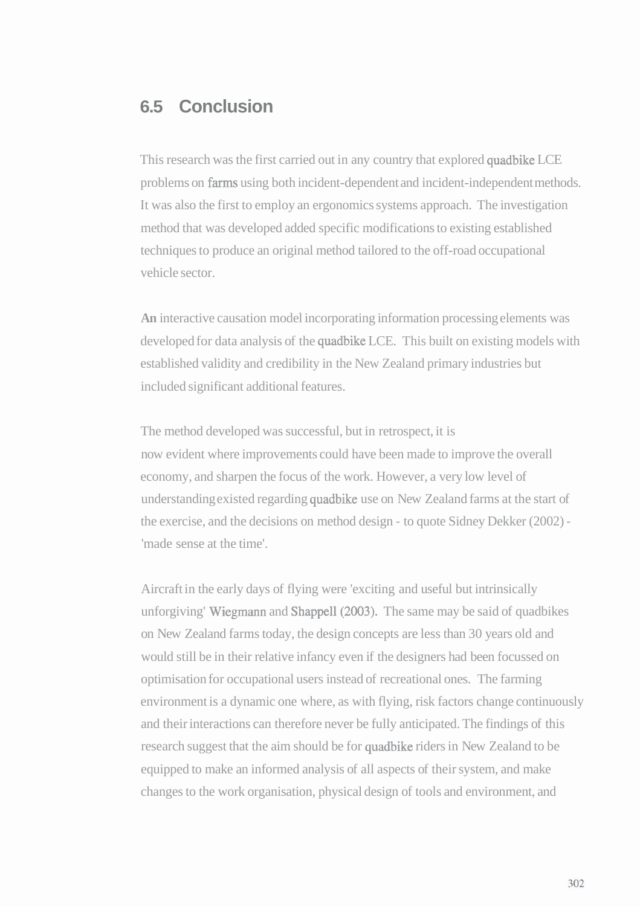## 6.5 Conclusion

This research was the first carried out in any country that explored quadbike LCE problems on farms using both incident-dependent and incident-independent methods. It was also the first to employ an ergonomics systems approach. The investigation method that was developed added specific modifications to existing established techniques to produce an original method tailored to the off-road occupational vehicle sector.

**An** interactive causation model incorporating information processing elements was developed for data analysis of the quadbike LCE. This built on existing models with established validity and credibility in the New Zealand primary industries but included significant additional features.

The method developed was successful, but in retrospect, it is now evident where improvements could have been made to improve the overall economy, and sharpen the focus of the work. However, a very low level of understanding existed regarding quadbike use on New Zealand farms at the start of the exercise, and the decisions on method design - to quote Sidney Dekker (2002) - 'made sense at the time'.

Aircraft in the early days of flying were 'exciting and useful but intrinsically unforgiving' Wiegmann and Shappell (2003). The same may be said of quadbikes on New Zealand farms today, the design concepts are less than 30 years old and would still be in their relative infancy even if the designers had been focussed on optimisation for occupational users instead of recreational ones. The farming environment is a dynamic one where, as with flying, risk factors change continuously and their interactions can therefore never be fully anticipated. The findings of this research suggest that the aim should be for quadbike riders in New Zealand to be equipped to make an informed analysis of all aspects of their system, and make changes to the work organisation, physical design of tools and environment, and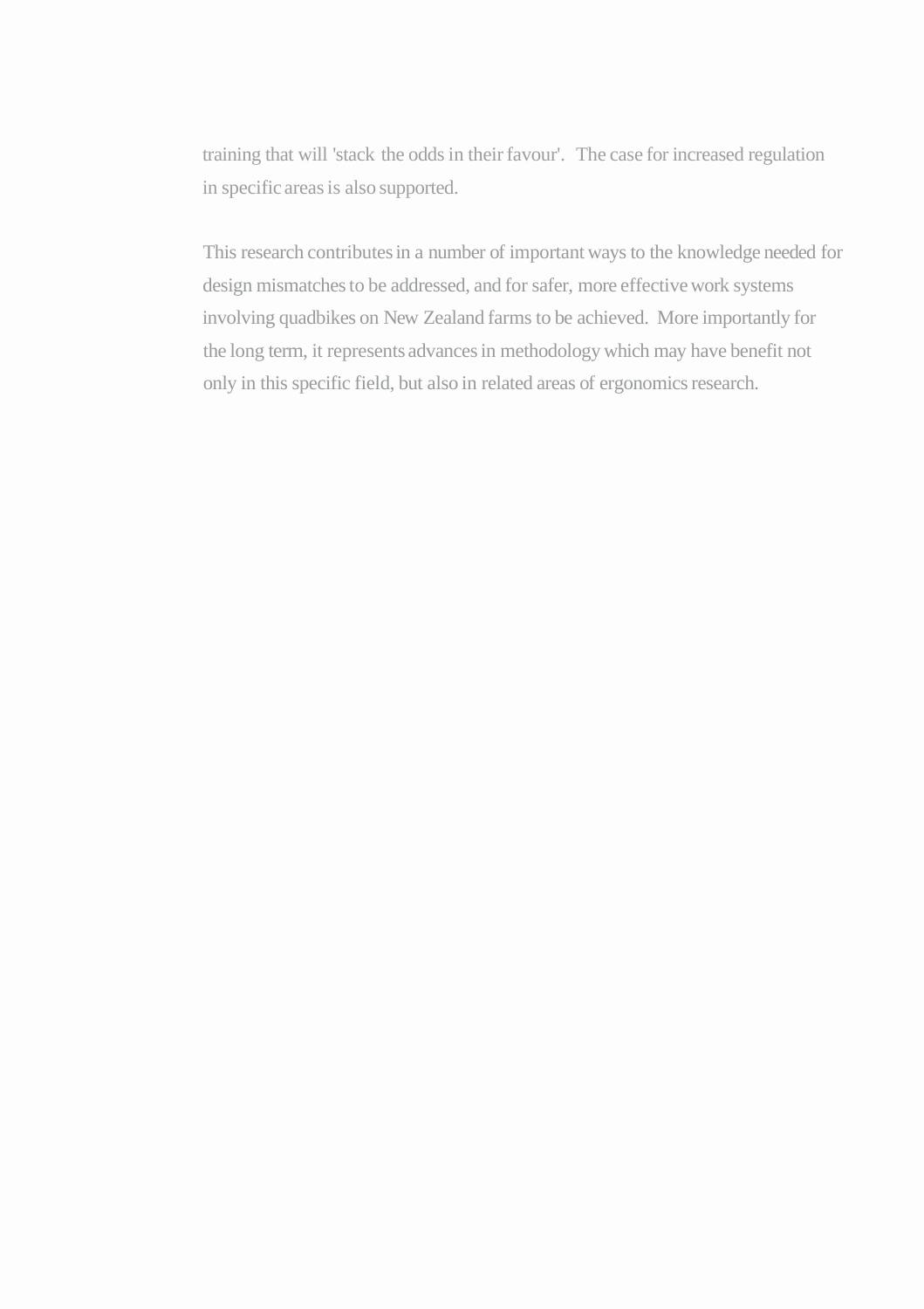training that will 'stack the odds in their favour'. The case for increased regulation in specific areas is also supported.

This research contributes in a number of important ways to the knowledge needed for design mismatches to be addressed, and for safer, more effective work systems involving quadbikes on New Zealand farms to be achieved. More importantly for the long term, it represents advances in methodology which may have benefit not only in this specific field, but also in related areas of ergonomics research.